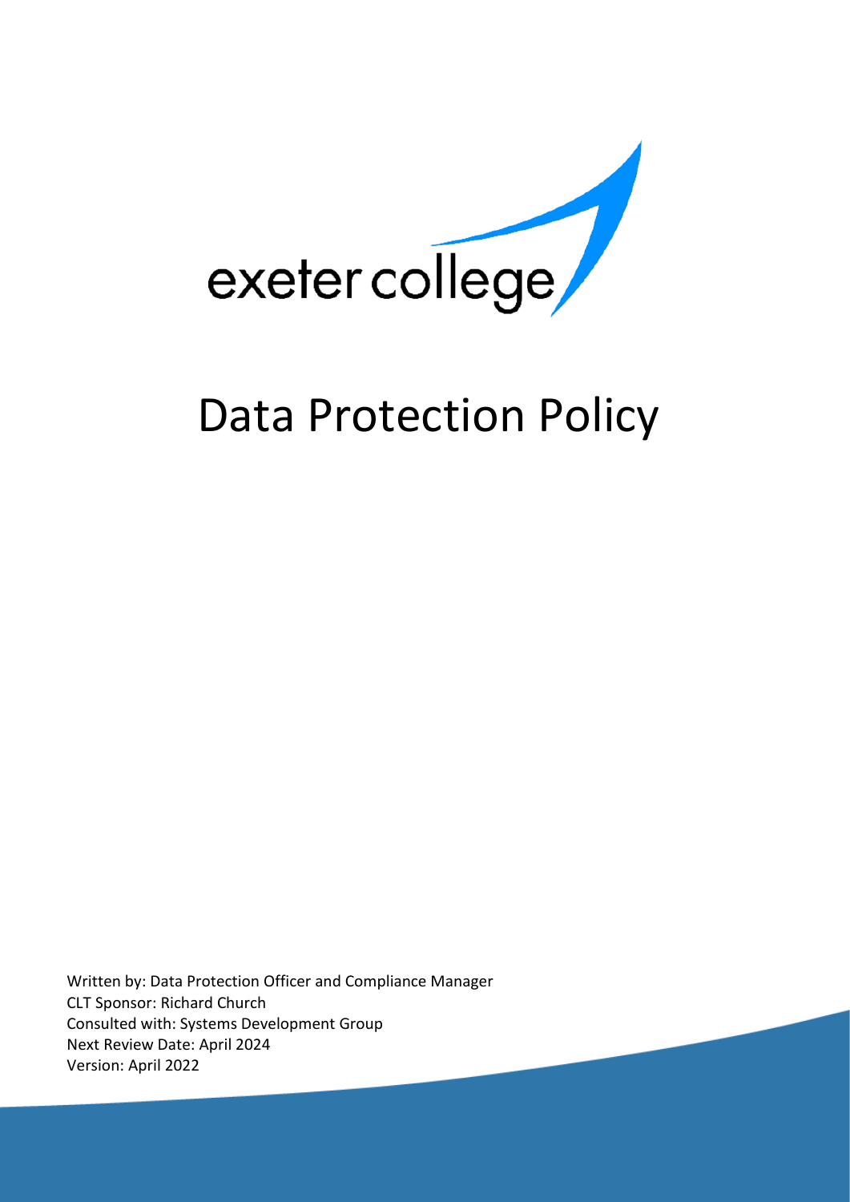exeter college

# Data Protection Policy

Written by: Data Protection Officer and Compliance Manager
CLT Sponsor: Richard Church
Consulted with: Systems Development Group
Next Review Date: April 2024
Version: April 2022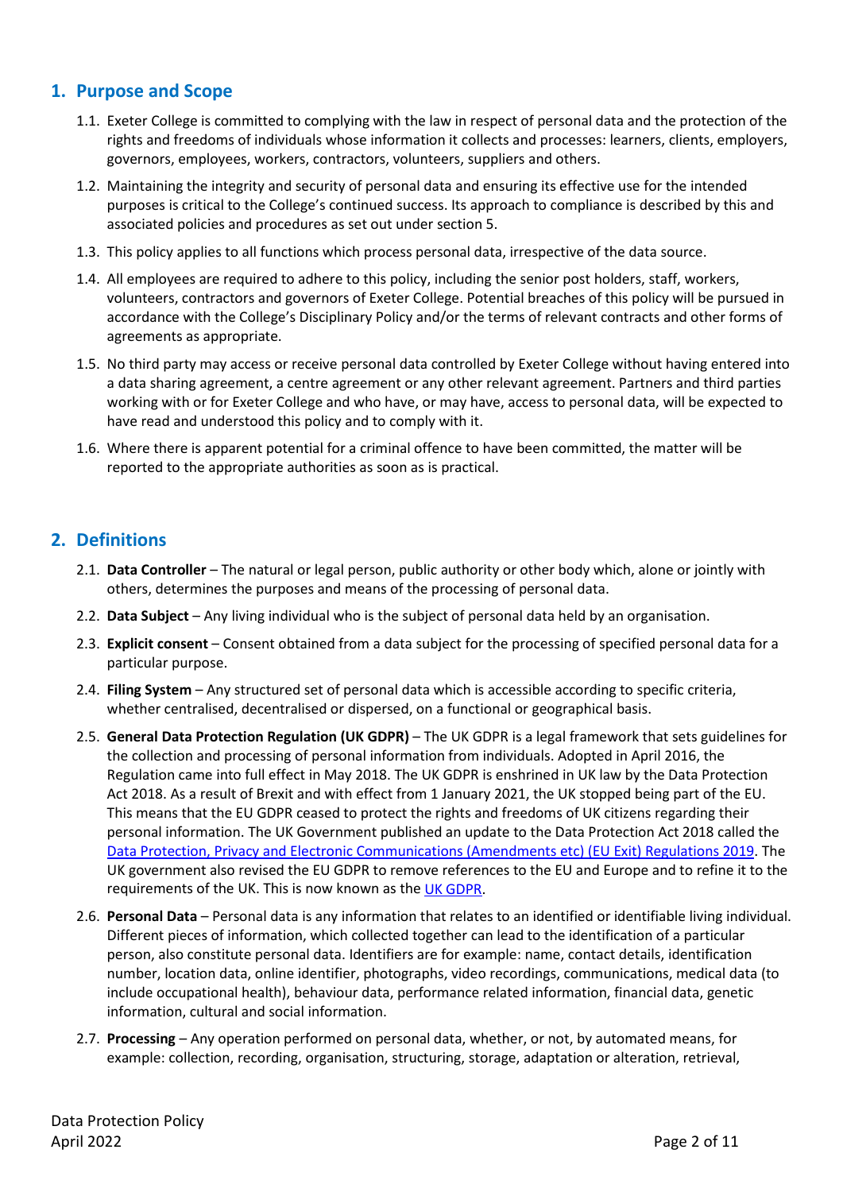## 1. Purpose and Scope

1.1. Exeter College is committed to complying with the law in respect of personal data and the protection of the rights and freedoms of individuals whose information it collects and processes: learners, clients, employers, governors, employees, workers, contractors, volunteers, suppliers and others.

1.2. Maintaining the integrity and security of personal data and ensuring its effective use for the intended purposes is critical to the College's continued success. Its approach to compliance is described by this and associated policies and procedures as set out under section 5.

1.3. This policy applies to all functions which process personal data, irrespective of the data source.

1.4. All employees are required to adhere to this policy, including the senior post holders, staff, workers, volunteers, contractors and governors of Exeter College. Potential breaches of this policy will be pursued in accordance with the College's Disciplinary Policy and/or the terms of relevant contracts and other forms of agreements as appropriate.

1.5. No third party may access or receive personal data controlled by Exeter College without having entered into a data sharing agreement, a centre agreement or any other relevant agreement. Partners and third parties working with or for Exeter College and who have, or may have, access to personal data, will be expected to have read and understood this policy and to comply with it.

1.6. Where there is apparent potential for a criminal offence to have been committed, the matter will be reported to the appropriate authorities as soon as is practical.

## 2. Definitions

2.1. **Data Controller** – The natural or legal person, public authority or other body which, alone or jointly with others, determines the purposes and means of the processing of personal data.

2.2. **Data Subject** – Any living individual who is the subject of personal data held by an organisation.

2.3. **Explicit consent** – Consent obtained from a data subject for the processing of specified personal data for a particular purpose.

2.4. **Filing System** – Any structured set of personal data which is accessible according to specific criteria, whether centralised, decentralised or dispersed, on a functional or geographical basis.

2.5. **General Data Protection Regulation (UK GDPR)** – The UK GDPR is a legal framework that sets guidelines for the collection and processing of personal information from individuals. Adopted in April 2016, the Regulation came into full effect in May 2018. The UK GDPR is enshrined in UK law by the Data Protection Act 2018. As a result of Brexit and with effect from 1 January 2021, the UK stopped being part of the EU. This means that the EU GDPR ceased to protect the rights and freedoms of UK citizens regarding their personal information. The UK Government published an update to the Data Protection Act 2018 called the [Data Protection, Privacy and Electronic Communications (Amendments etc) (EU Exit) Regulations 2019](). The UK government also revised the EU GDPR to remove references to the EU and Europe and to refine it to the requirements of the UK. This is now known as the [UK GDPR]().

2.6. **Personal Data** – Personal data is any information that relates to an identified or identifiable living individual. Different pieces of information, which collected together can lead to the identification of a particular person, also constitute personal data. Identifiers are for example: name, contact details, identification number, location data, online identifier, photographs, video recordings, communications, medical data (to include occupational health), behaviour data, performance related information, financial data, genetic information, cultural and social information.

2.7. **Processing** – Any operation performed on personal data, whether, or not, by automated means, for example: collection, recording, organisation, structuring, storage, adaptation or alteration, retrieval,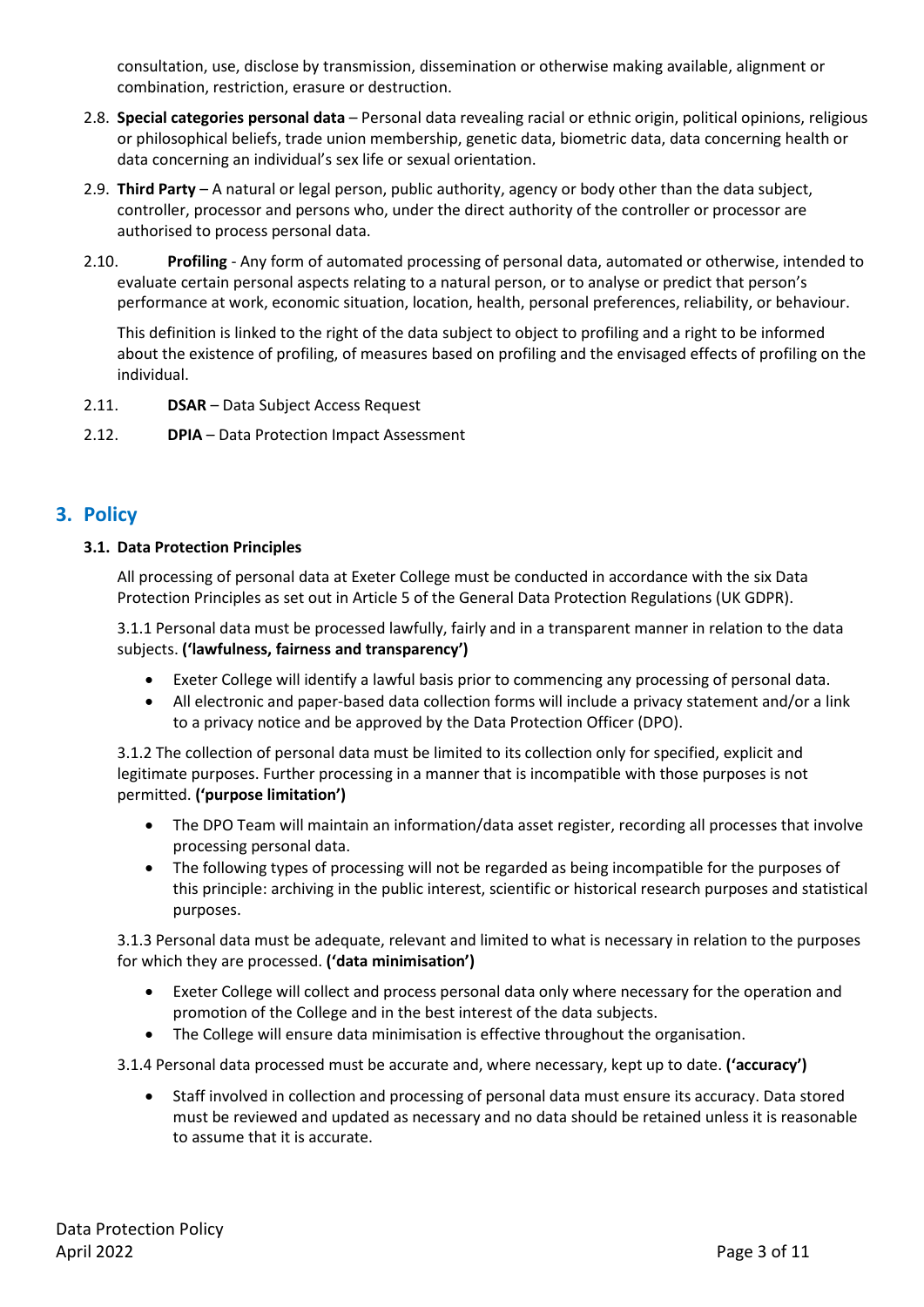consultation, use, disclose by transmission, dissemination or otherwise making available, alignment or combination, restriction, erasure or destruction.

2.8. **Special categories personal data** – Personal data revealing racial or ethnic origin, political opinions, religious or philosophical beliefs, trade union membership, genetic data, biometric data, data concerning health or data concerning an individual's sex life or sexual orientation.

2.9. **Third Party** – A natural or legal person, public authority, agency or body other than the data subject, controller, processor and persons who, under the direct authority of the controller or processor are authorised to process personal data.

2.10. **Profiling** - Any form of automated processing of personal data, automated or otherwise, intended to evaluate certain personal aspects relating to a natural person, or to analyse or predict that person's performance at work, economic situation, location, health, personal preferences, reliability, or behaviour.

This definition is linked to the right of the data subject to object to profiling and a right to be informed about the existence of profiling, of measures based on profiling and the envisaged effects of profiling on the individual.

2.11. **DSAR** – Data Subject Access Request

2.12. **DPIA** – Data Protection Impact Assessment

## 3. Policy

### 3.1. Data Protection Principles

All processing of personal data at Exeter College must be conducted in accordance with the six Data Protection Principles as set out in Article 5 of the General Data Protection Regulations (UK GDPR).

3.1.1 Personal data must be processed lawfully, fairly and in a transparent manner in relation to the data subjects. **('lawfulness, fairness and transparency')**

- Exeter College will identify a lawful basis prior to commencing any processing of personal data.
- All electronic and paper-based data collection forms will include a privacy statement and/or a link to a privacy notice and be approved by the Data Protection Officer (DPO).

3.1.2 The collection of personal data must be limited to its collection only for specified, explicit and legitimate purposes. Further processing in a manner that is incompatible with those purposes is not permitted. **('purpose limitation')**

- The DPO Team will maintain an information/data asset register, recording all processes that involve processing personal data.
- The following types of processing will not be regarded as being incompatible for the purposes of this principle: archiving in the public interest, scientific or historical research purposes and statistical purposes.

3.1.3 Personal data must be adequate, relevant and limited to what is necessary in relation to the purposes for which they are processed. **('data minimisation')**

- Exeter College will collect and process personal data only where necessary for the operation and promotion of the College and in the best interest of the data subjects.
- The College will ensure data minimisation is effective throughout the organisation.

3.1.4 Personal data processed must be accurate and, where necessary, kept up to date. **('accuracy')**

- Staff involved in collection and processing of personal data must ensure its accuracy. Data stored must be reviewed and updated as necessary and no data should be retained unless it is reasonable to assume that it is accurate.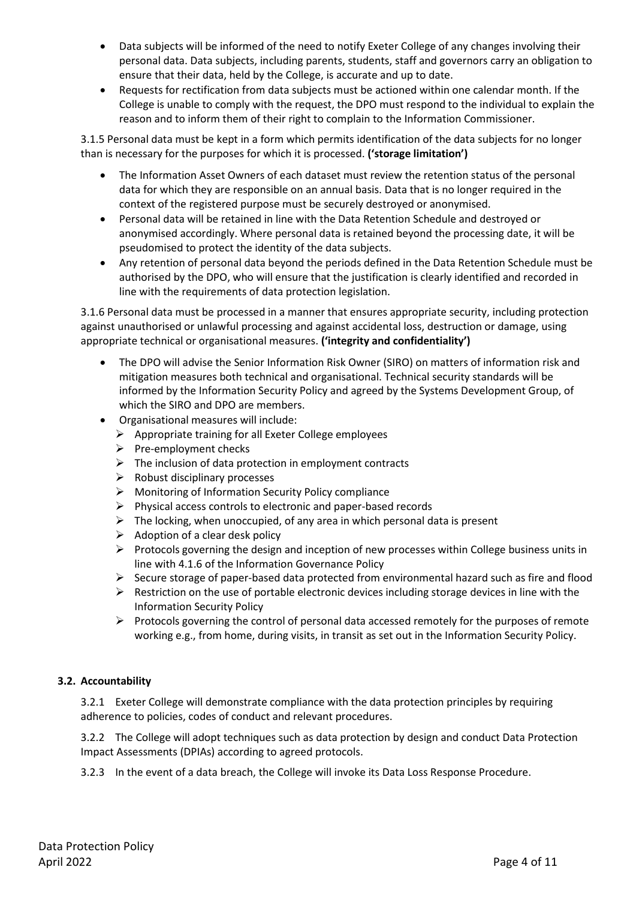- Data subjects will be informed of the need to notify Exeter College of any changes involving their personal data. Data subjects, including parents, students, staff and governors carry an obligation to ensure that their data, held by the College, is accurate and up to date.
- Requests for rectification from data subjects must be actioned within one calendar month. If the College is unable to comply with the request, the DPO must respond to the individual to explain the reason and to inform them of their right to complain to the Information Commissioner.

3.1.5 Personal data must be kept in a form which permits identification of the data subjects for no longer than is necessary for the purposes for which it is processed. **('storage limitation')**

- The Information Asset Owners of each dataset must review the retention status of the personal data for which they are responsible on an annual basis. Data that is no longer required in the context of the registered purpose must be securely destroyed or anonymised.
- Personal data will be retained in line with the Data Retention Schedule and destroyed or anonymised accordingly. Where personal data is retained beyond the processing date, it will be pseudomised to protect the identity of the data subjects.
- Any retention of personal data beyond the periods defined in the Data Retention Schedule must be authorised by the DPO, who will ensure that the justification is clearly identified and recorded in line with the requirements of data protection legislation.

3.1.6 Personal data must be processed in a manner that ensures appropriate security, including protection against unauthorised or unlawful processing and against accidental loss, destruction or damage, using appropriate technical or organisational measures. **('integrity and confidentiality')**

- The DPO will advise the Senior Information Risk Owner (SIRO) on matters of information risk and mitigation measures both technical and organisational. Technical security standards will be informed by the Information Security Policy and agreed by the Systems Development Group, of which the SIRO and DPO are members.
- Organisational measures will include:
  - Appropriate training for all Exeter College employees
  - Pre-employment checks
  - The inclusion of data protection in employment contracts
  - Robust disciplinary processes
  - Monitoring of Information Security Policy compliance
  - Physical access controls to electronic and paper-based records
  - The locking, when unoccupied, of any area in which personal data is present
  - Adoption of a clear desk policy
  - Protocols governing the design and inception of new processes within College business units in line with 4.1.6 of the Information Governance Policy
  - Secure storage of paper-based data protected from environmental hazard such as fire and flood
  - Restriction on the use of portable electronic devices including storage devices in line with the Information Security Policy
  - Protocols governing the control of personal data accessed remotely for the purposes of remote working e.g., from home, during visits, in transit as set out in the Information Security Policy.

### 3.2. Accountability

3.2.1 Exeter College will demonstrate compliance with the data protection principles by requiring adherence to policies, codes of conduct and relevant procedures.

3.2.2 The College will adopt techniques such as data protection by design and conduct Data Protection Impact Assessments (DPIAs) according to agreed protocols.

3.2.3 In the event of a data breach, the College will invoke its Data Loss Response Procedure.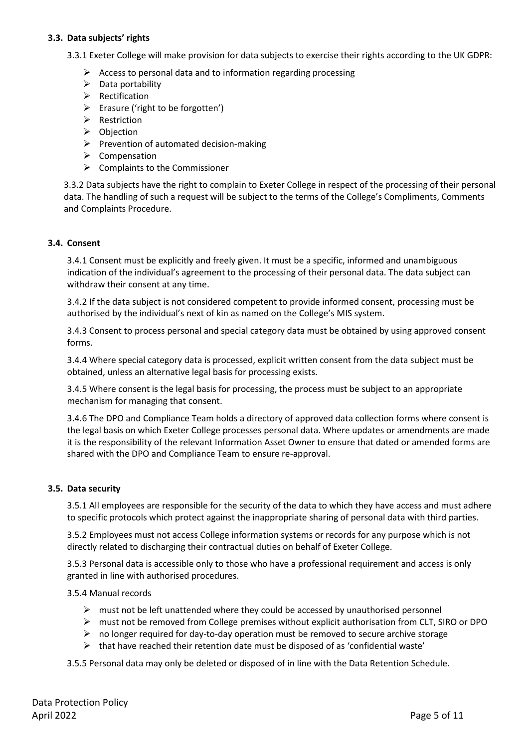### 3.3. Data subjects' rights

3.3.1 Exeter College will make provision for data subjects to exercise their rights according to the UK GDPR:

- Access to personal data and to information regarding processing
- Data portability
- Rectification
- Erasure ('right to be forgotten')
- Restriction
- Objection
- Prevention of automated decision-making
- Compensation
- Complaints to the Commissioner

3.3.2 Data subjects have the right to complain to Exeter College in respect of the processing of their personal data. The handling of such a request will be subject to the terms of the College's Compliments, Comments and Complaints Procedure.

### 3.4. Consent

3.4.1 Consent must be explicitly and freely given. It must be a specific, informed and unambiguous indication of the individual's agreement to the processing of their personal data. The data subject can withdraw their consent at any time.

3.4.2 If the data subject is not considered competent to provide informed consent, processing must be authorised by the individual's next of kin as named on the College's MIS system.

3.4.3 Consent to process personal and special category data must be obtained by using approved consent forms.

3.4.4 Where special category data is processed, explicit written consent from the data subject must be obtained, unless an alternative legal basis for processing exists.

3.4.5 Where consent is the legal basis for processing, the process must be subject to an appropriate mechanism for managing that consent.

3.4.6 The DPO and Compliance Team holds a directory of approved data collection forms where consent is the legal basis on which Exeter College processes personal data. Where updates or amendments are made it is the responsibility of the relevant Information Asset Owner to ensure that dated or amended forms are shared with the DPO and Compliance Team to ensure re-approval.

### 3.5. Data security

3.5.1 All employees are responsible for the security of the data to which they have access and must adhere to specific protocols which protect against the inappropriate sharing of personal data with third parties.

3.5.2 Employees must not access College information systems or records for any purpose which is not directly related to discharging their contractual duties on behalf of Exeter College.

3.5.3 Personal data is accessible only to those who have a professional requirement and access is only granted in line with authorised procedures.

3.5.4 Manual records

- must not be left unattended where they could be accessed by unauthorised personnel
- must not be removed from College premises without explicit authorisation from CLT, SIRO or DPO
- no longer required for day-to-day operation must be removed to secure archive storage
- that have reached their retention date must be disposed of as 'confidential waste'

3.5.5 Personal data may only be deleted or disposed of in line with the Data Retention Schedule.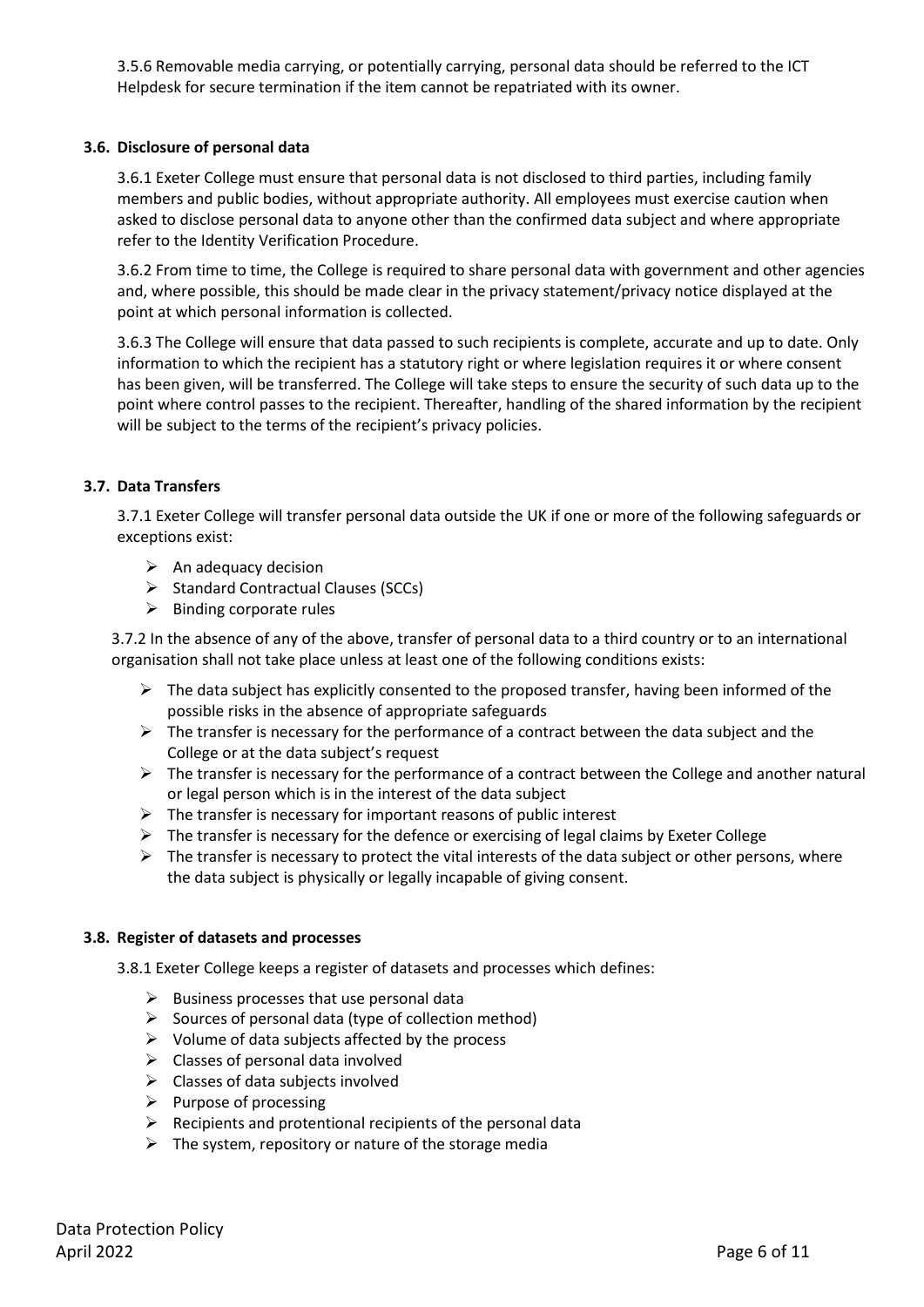3.5.6 Removable media carrying, or potentially carrying, personal data should be referred to the ICT Helpdesk for secure termination if the item cannot be repatriated with its owner.

### 3.6. Disclosure of personal data

3.6.1 Exeter College must ensure that personal data is not disclosed to third parties, including family members and public bodies, without appropriate authority. All employees must exercise caution when asked to disclose personal data to anyone other than the confirmed data subject and where appropriate refer to the Identity Verification Procedure.

3.6.2 From time to time, the College is required to share personal data with government and other agencies and, where possible, this should be made clear in the privacy statement/privacy notice displayed at the point at which personal information is collected.

3.6.3 The College will ensure that data passed to such recipients is complete, accurate and up to date. Only information to which the recipient has a statutory right or where legislation requires it or where consent has been given, will be transferred. The College will take steps to ensure the security of such data up to the point where control passes to the recipient. Thereafter, handling of the shared information by the recipient will be subject to the terms of the recipient's privacy policies.

### 3.7. Data Transfers

3.7.1 Exeter College will transfer personal data outside the UK if one or more of the following safeguards or exceptions exist:

- An adequacy decision
- Standard Contractual Clauses (SCCs)
- Binding corporate rules

3.7.2 In the absence of any of the above, transfer of personal data to a third country or to an international organisation shall not take place unless at least one of the following conditions exists:

- The data subject has explicitly consented to the proposed transfer, having been informed of the possible risks in the absence of appropriate safeguards
- The transfer is necessary for the performance of a contract between the data subject and the College or at the data subject's request
- The transfer is necessary for the performance of a contract between the College and another natural or legal person which is in the interest of the data subject
- The transfer is necessary for important reasons of public interest
- The transfer is necessary for the defence or exercising of legal claims by Exeter College
- The transfer is necessary to protect the vital interests of the data subject or other persons, where the data subject is physically or legally incapable of giving consent.

### 3.8. Register of datasets and processes

3.8.1 Exeter College keeps a register of datasets and processes which defines:

- Business processes that use personal data
- Sources of personal data (type of collection method)
- Volume of data subjects affected by the process
- Classes of personal data involved
- Classes of data subjects involved
- Purpose of processing
- Recipients and protentional recipients of the personal data
- The system, repository or nature of the storage media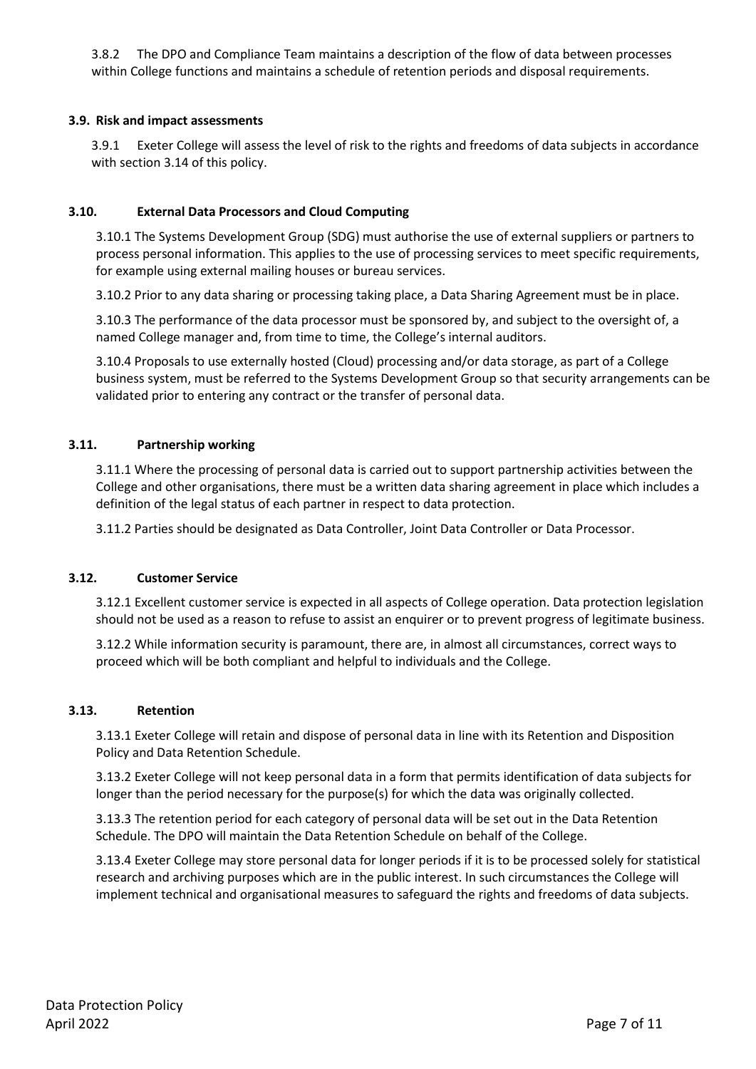3.8.2 The DPO and Compliance Team maintains a description of the flow of data between processes within College functions and maintains a schedule of retention periods and disposal requirements.

### 3.9. Risk and impact assessments

3.9.1 Exeter College will assess the level of risk to the rights and freedoms of data subjects in accordance with section 3.14 of this policy.

### 3.10. External Data Processors and Cloud Computing

3.10.1 The Systems Development Group (SDG) must authorise the use of external suppliers or partners to process personal information. This applies to the use of processing services to meet specific requirements, for example using external mailing houses or bureau services.

3.10.2 Prior to any data sharing or processing taking place, a Data Sharing Agreement must be in place.

3.10.3 The performance of the data processor must be sponsored by, and subject to the oversight of, a named College manager and, from time to time, the College's internal auditors.

3.10.4 Proposals to use externally hosted (Cloud) processing and/or data storage, as part of a College business system, must be referred to the Systems Development Group so that security arrangements can be validated prior to entering any contract or the transfer of personal data.

### 3.11. Partnership working

3.11.1 Where the processing of personal data is carried out to support partnership activities between the College and other organisations, there must be a written data sharing agreement in place which includes a definition of the legal status of each partner in respect to data protection.

3.11.2 Parties should be designated as Data Controller, Joint Data Controller or Data Processor.

### 3.12. Customer Service

3.12.1 Excellent customer service is expected in all aspects of College operation. Data protection legislation should not be used as a reason to refuse to assist an enquirer or to prevent progress of legitimate business.

3.12.2 While information security is paramount, there are, in almost all circumstances, correct ways to proceed which will be both compliant and helpful to individuals and the College.

### 3.13. Retention

3.13.1 Exeter College will retain and dispose of personal data in line with its Retention and Disposition Policy and Data Retention Schedule.

3.13.2 Exeter College will not keep personal data in a form that permits identification of data subjects for longer than the period necessary for the purpose(s) for which the data was originally collected.

3.13.3 The retention period for each category of personal data will be set out in the Data Retention Schedule. The DPO will maintain the Data Retention Schedule on behalf of the College.

3.13.4 Exeter College may store personal data for longer periods if it is to be processed solely for statistical research and archiving purposes which are in the public interest. In such circumstances the College will implement technical and organisational measures to safeguard the rights and freedoms of data subjects.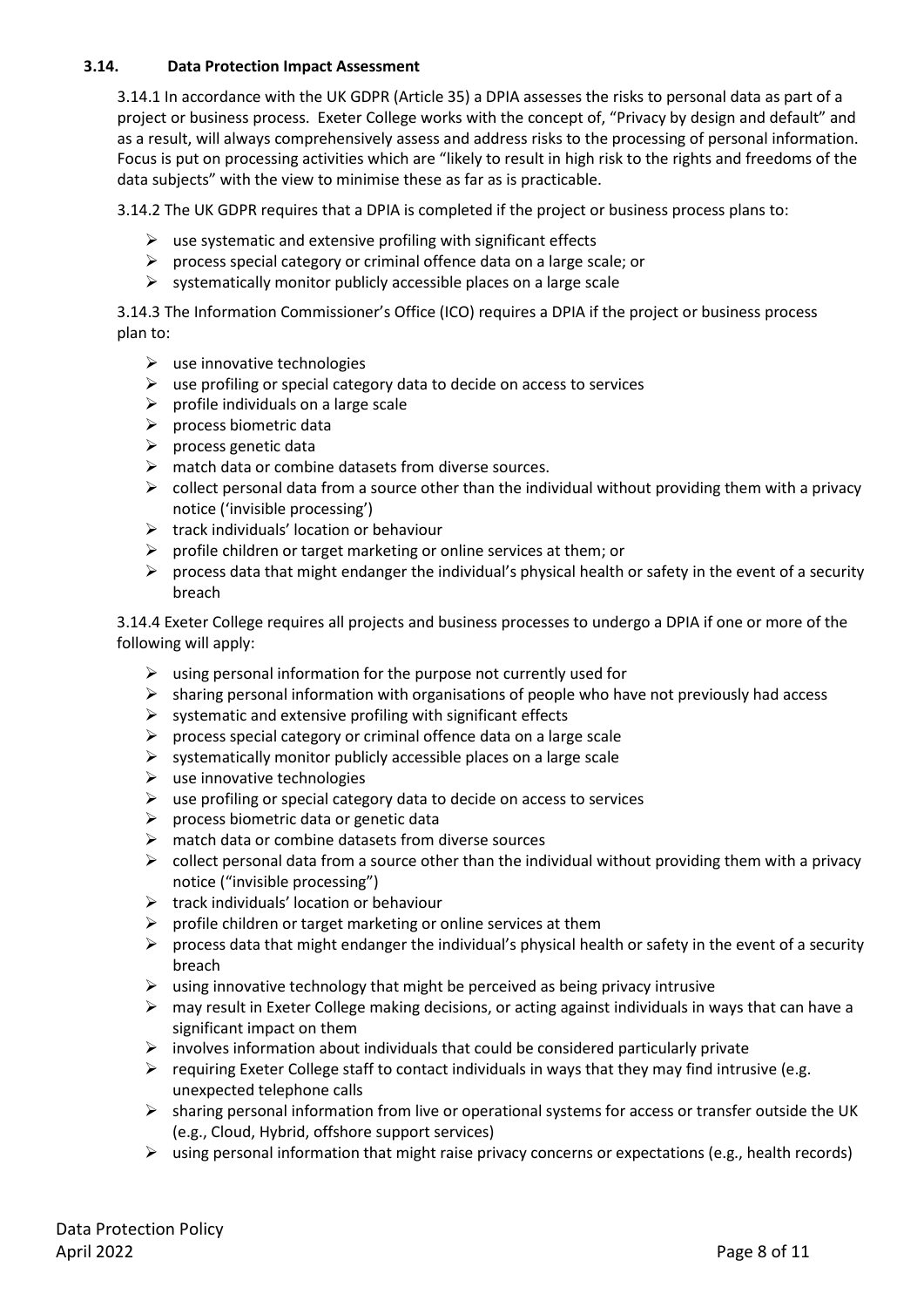### 3.14. Data Protection Impact Assessment

3.14.1 In accordance with the UK GDPR (Article 35) a DPIA assesses the risks to personal data as part of a project or business process. Exeter College works with the concept of, "Privacy by design and default" and as a result, will always comprehensively assess and address risks to the processing of personal information. Focus is put on processing activities which are "likely to result in high risk to the rights and freedoms of the data subjects" with the view to minimise these as far as is practicable.

3.14.2 The UK GDPR requires that a DPIA is completed if the project or business process plans to:

- use systematic and extensive profiling with significant effects
- process special category or criminal offence data on a large scale; or
- systematically monitor publicly accessible places on a large scale

3.14.3 The Information Commissioner's Office (ICO) requires a DPIA if the project or business process plan to:

- use innovative technologies
- use profiling or special category data to decide on access to services
- profile individuals on a large scale
- process biometric data
- process genetic data
- match data or combine datasets from diverse sources.
- collect personal data from a source other than the individual without providing them with a privacy notice ('invisible processing')
- track individuals' location or behaviour
- profile children or target marketing or online services at them; or
- process data that might endanger the individual's physical health or safety in the event of a security breach

3.14.4 Exeter College requires all projects and business processes to undergo a DPIA if one or more of the following will apply:

- using personal information for the purpose not currently used for
- sharing personal information with organisations of people who have not previously had access
- systematic and extensive profiling with significant effects
- process special category or criminal offence data on a large scale
- systematically monitor publicly accessible places on a large scale
- use innovative technologies
- use profiling or special category data to decide on access to services
- process biometric data or genetic data
- match data or combine datasets from diverse sources
- collect personal data from a source other than the individual without providing them with a privacy notice ("invisible processing")
- track individuals' location or behaviour
- profile children or target marketing or online services at them
- process data that might endanger the individual's physical health or safety in the event of a security breach
- using innovative technology that might be perceived as being privacy intrusive
- may result in Exeter College making decisions, or acting against individuals in ways that can have a significant impact on them
- involves information about individuals that could be considered particularly private
- requiring Exeter College staff to contact individuals in ways that they may find intrusive (e.g. unexpected telephone calls
- sharing personal information from live or operational systems for access or transfer outside the UK (e.g., Cloud, Hybrid, offshore support services)
- using personal information that might raise privacy concerns or expectations (e.g., health records)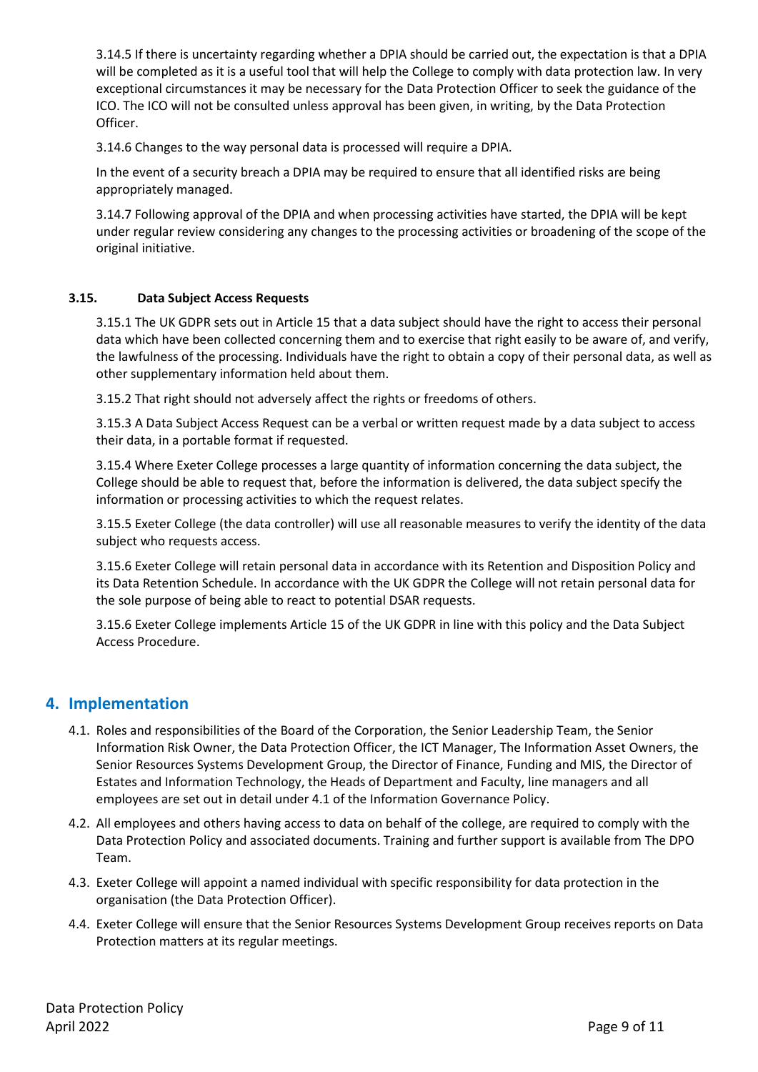3.14.5 If there is uncertainty regarding whether a DPIA should be carried out, the expectation is that a DPIA will be completed as it is a useful tool that will help the College to comply with data protection law. In very exceptional circumstances it may be necessary for the Data Protection Officer to seek the guidance of the ICO. The ICO will not be consulted unless approval has been given, in writing, by the Data Protection Officer.

3.14.6 Changes to the way personal data is processed will require a DPIA.

In the event of a security breach a DPIA may be required to ensure that all identified risks are being appropriately managed.

3.14.7 Following approval of the DPIA and when processing activities have started, the DPIA will be kept under regular review considering any changes to the processing activities or broadening of the scope of the original initiative.

### 3.15. Data Subject Access Requests

3.15.1 The UK GDPR sets out in Article 15 that a data subject should have the right to access their personal data which have been collected concerning them and to exercise that right easily to be aware of, and verify, the lawfulness of the processing. Individuals have the right to obtain a copy of their personal data, as well as other supplementary information held about them.

3.15.2 That right should not adversely affect the rights or freedoms of others.

3.15.3 A Data Subject Access Request can be a verbal or written request made by a data subject to access their data, in a portable format if requested.

3.15.4 Where Exeter College processes a large quantity of information concerning the data subject, the College should be able to request that, before the information is delivered, the data subject specify the information or processing activities to which the request relates.

3.15.5 Exeter College (the data controller) will use all reasonable measures to verify the identity of the data subject who requests access.

3.15.6 Exeter College will retain personal data in accordance with its Retention and Disposition Policy and its Data Retention Schedule. In accordance with the UK GDPR the College will not retain personal data for the sole purpose of being able to react to potential DSAR requests.

3.15.6 Exeter College implements Article 15 of the UK GDPR in line with this policy and the Data Subject Access Procedure.

## 4. Implementation

4.1. Roles and responsibilities of the Board of the Corporation, the Senior Leadership Team, the Senior Information Risk Owner, the Data Protection Officer, the ICT Manager, The Information Asset Owners, the Senior Resources Systems Development Group, the Director of Finance, Funding and MIS, the Director of Estates and Information Technology, the Heads of Department and Faculty, line managers and all employees are set out in detail under 4.1 of the Information Governance Policy.

4.2. All employees and others having access to data on behalf of the college, are required to comply with the Data Protection Policy and associated documents. Training and further support is available from The DPO Team.

4.3. Exeter College will appoint a named individual with specific responsibility for data protection in the organisation (the Data Protection Officer).

4.4. Exeter College will ensure that the Senior Resources Systems Development Group receives reports on Data Protection matters at its regular meetings.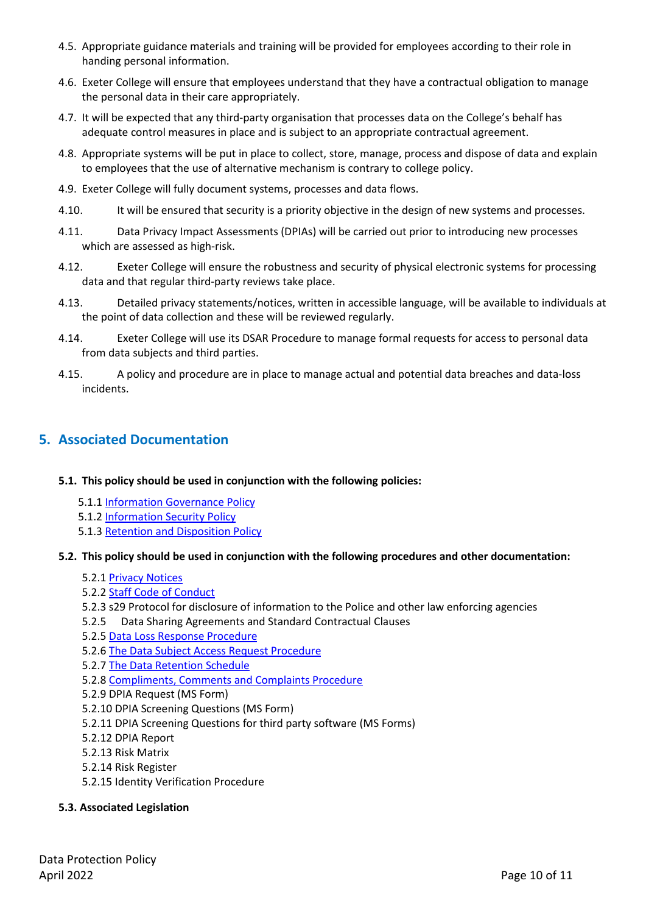4.5. Appropriate guidance materials and training will be provided for employees according to their role in handing personal information.

4.6. Exeter College will ensure that employees understand that they have a contractual obligation to manage the personal data in their care appropriately.

4.7. It will be expected that any third-party organisation that processes data on the College's behalf has adequate control measures in place and is subject to an appropriate contractual agreement.

4.8. Appropriate systems will be put in place to collect, store, manage, process and dispose of data and explain to employees that the use of alternative mechanism is contrary to college policy.

4.9. Exeter College will fully document systems, processes and data flows.

4.10. It will be ensured that security is a priority objective in the design of new systems and processes.

4.11. Data Privacy Impact Assessments (DPIAs) will be carried out prior to introducing new processes which are assessed as high-risk.

4.12. Exeter College will ensure the robustness and security of physical electronic systems for processing data and that regular third-party reviews take place.

4.13. Detailed privacy statements/notices, written in accessible language, will be available to individuals at the point of data collection and these will be reviewed regularly.

4.14. Exeter College will use its DSAR Procedure to manage formal requests for access to personal data from data subjects and third parties.

4.15. A policy and procedure are in place to manage actual and potential data breaches and data-loss incidents.

## 5. Associated Documentation

**5.1. This policy should be used in conjunction with the following policies:**

5.1.1 Information Governance Policy
5.1.2 Information Security Policy
5.1.3 Retention and Disposition Policy

**5.2. This policy should be used in conjunction with the following procedures and other documentation:**

5.2.1 Privacy Notices
5.2.2 Staff Code of Conduct
5.2.3 s29 Protocol for disclosure of information to the Police and other law enforcing agencies
5.2.5 Data Sharing Agreements and Standard Contractual Clauses
5.2.5 Data Loss Response Procedure
5.2.6 The Data Subject Access Request Procedure
5.2.7 The Data Retention Schedule
5.2.8 Compliments, Comments and Complaints Procedure
5.2.9 DPIA Request (MS Form)
5.2.10 DPIA Screening Questions (MS Form)
5.2.11 DPIA Screening Questions for third party software (MS Forms)
5.2.12 DPIA Report
5.2.13 Risk Matrix
5.2.14 Risk Register
5.2.15 Identity Verification Procedure

**5.3. Associated Legislation**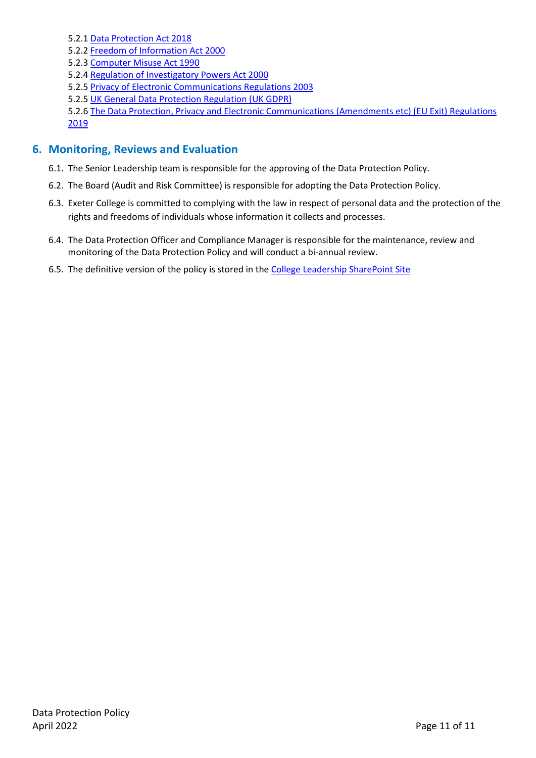5.2.1 Data Protection Act 2018
5.2.2 Freedom of Information Act 2000
5.2.3 Computer Misuse Act 1990
5.2.4 Regulation of Investigatory Powers Act 2000
5.2.5 Privacy of Electronic Communications Regulations 2003
5.2.5 UK General Data Protection Regulation (UK GDPR)
5.2.6 The Data Protection, Privacy and Electronic Communications (Amendments etc) (EU Exit) Regulations 2019

## 6. Monitoring, Reviews and Evaluation

6.1. The Senior Leadership team is responsible for the approving of the Data Protection Policy.

6.2. The Board (Audit and Risk Committee) is responsible for adopting the Data Protection Policy.

6.3. Exeter College is committed to complying with the law in respect of personal data and the protection of the rights and freedoms of individuals whose information it collects and processes.

6.4. The Data Protection Officer and Compliance Manager is responsible for the maintenance, review and monitoring of the Data Protection Policy and will conduct a bi-annual review.

6.5. The definitive version of the policy is stored in the College Leadership SharePoint Site